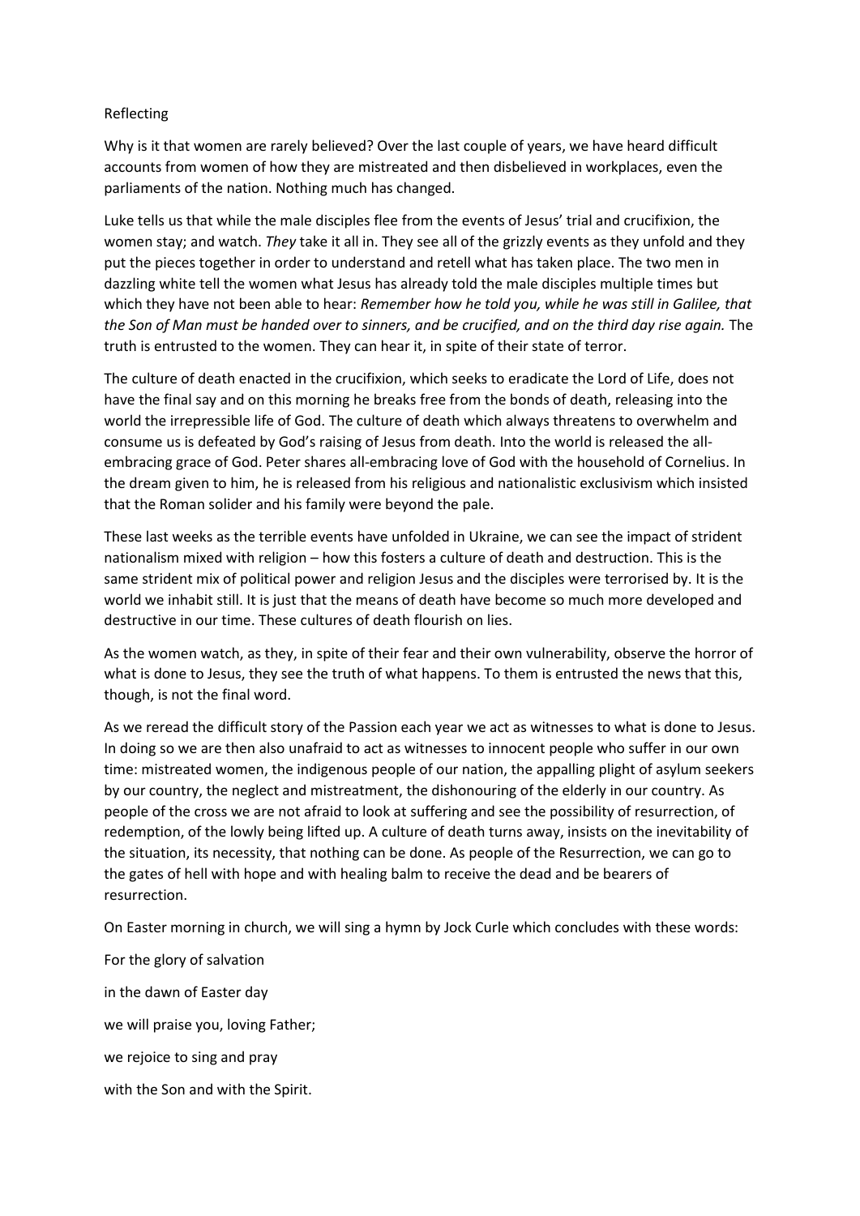Reflecting

Why is it that women are rarely believed? Over the last couple of years, we have heard difficult accounts from women of how they are mistreated and then disbelieved in workplaces, even the parliaments of the nation. Nothing much has changed.

Luke tells us that while the male disciples flee from the events of Jesus' trial and crucifixion, the women stay; and watch. *They* take it all in. They see all of the grizzly events as they unfold and they put the pieces together in order to understand and retell what has taken place. The two men in dazzling white tell the women what Jesus has already told the male disciples multiple times but which they have not been able to hear: *Remember how he told you, while he was still in Galilee, that the Son of Man must be handed over to sinners, and be crucified, and on the third day rise again.* The truth is entrusted to the women. They can hear it, in spite of their state of terror.

The culture of death enacted in the crucifixion, which seeks to eradicate the Lord of Life, does not have the final say and on this morning he breaks free from the bonds of death, releasing into the world the irrepressible life of God. The culture of death which always threatens to overwhelm and consume us is defeated by God's raising of Jesus from death. Into the world is released the all-embracing grace of God. Peter shares all-embracing love of God with the household of Cornelius. In the dream given to him, he is released from his religious and nationalistic exclusivism which insisted that the Roman solider and his family were beyond the pale.

These last weeks as the terrible events have unfolded in Ukraine, we can see the impact of strident nationalism mixed with religion – how this fosters a culture of death and destruction. This is the same strident mix of political power and religion Jesus and the disciples were terrorised by. It is the world we inhabit still. It is just that the means of death have become so much more developed and destructive in our time. These cultures of death flourish on lies.

As the women watch, as they, in spite of their fear and their own vulnerability, observe the horror of what is done to Jesus, they see the truth of what happens. To them is entrusted the news that this, though, is not the final word.

As we reread the difficult story of the Passion each year we act as witnesses to what is done to Jesus. In doing so we are then also unafraid to act as witnesses to innocent people who suffer in our own time: mistreated women, the indigenous people of our nation, the appalling plight of asylum seekers by our country, the neglect and mistreatment, the dishonouring of the elderly in our country. As people of the cross we are not afraid to look at suffering and see the possibility of resurrection, of redemption, of the lowly being lifted up. A culture of death turns away, insists on the inevitability of the situation, its necessity, that nothing can be done. As people of the Resurrection, we can go to the gates of hell with hope and with healing balm to receive the dead and be bearers of resurrection.

On Easter morning in church, we will sing a hymn by Jock Curle which concludes with these words:

For the glory of salvation

in the dawn of Easter day

we will praise you, loving Father;

we rejoice to sing and pray

with the Son and with the Spirit.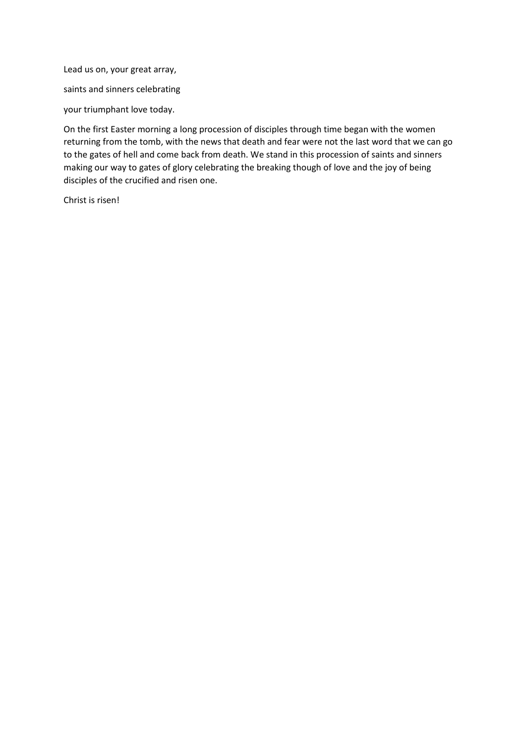Lead us on, your great array,

saints and sinners celebrating

your triumphant love today.

On the first Easter morning a long procession of disciples through time began with the women returning from the tomb, with the news that death and fear were not the last word that we can go to the gates of hell and come back from death. We stand in this procession of saints and sinners making our way to gates of glory celebrating the breaking though of love and the joy of being disciples of the crucified and risen one.

Christ is risen!